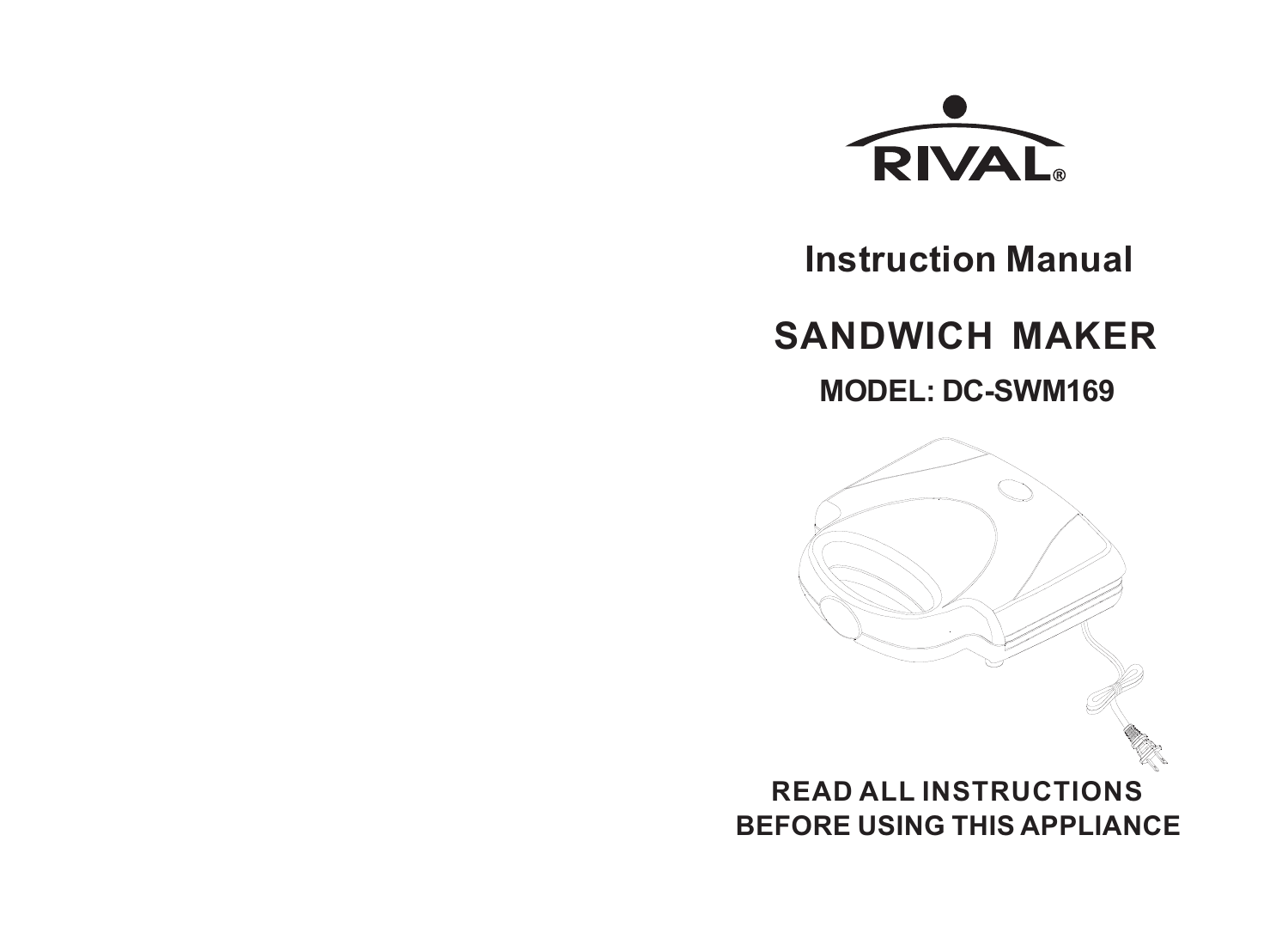RIVAL®

# Instruction Manual

# SANDWICH MAKER

## MODEL: DC-SWM169

**READ ALL INSTRUCTIONS BEFORE USING THIS APPLIANCE**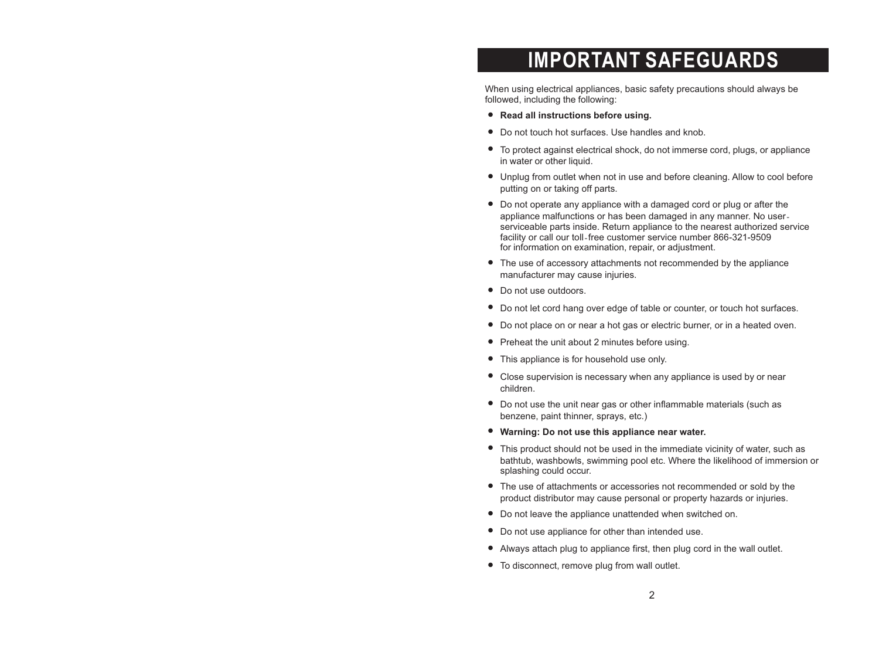# IMPORTANT SAFEGUARDS

When using electrical appliances, basic safety precautions should always be followed, including the following:

- **Read all instructions before using.**
- Do not touch hot surfaces. Use handles and knob.
- To protect against electrical shock, do not immerse cord, plugs, or appliance in water or other liquid.
- Unplug from outlet when not in use and before cleaning. Allow to cool before putting on or taking off parts.
- Do not operate any appliance with a damaged cord or plug or after the appliance malfunctions or has been damaged in any manner. No user-serviceable parts inside. Return appliance to the nearest authorized service facility or call our toll-free customer service number 866-321-9509 for information on examination, repair, or adjustment.
- The use of accessory attachments not recommended by the appliance manufacturer may cause injuries.
- Do not use outdoors.
- Do not let cord hang over edge of table or counter, or touch hot surfaces.
- Do not place on or near a hot gas or electric burner, or in a heated oven.
- Preheat the unit about 2 minutes before using.
- This appliance is for household use only.
- Close supervision is necessary when any appliance is used by or near children.
- Do not use the unit near gas or other inflammable materials (such as benzene, paint thinner, sprays, etc.)
- **Warning: Do not use this appliance near water.**
- This product should not be used in the immediate vicinity of water, such as bathtub, washbowls, swimming pool etc. Where the likelihood of immersion or splashing could occur.
- The use of attachments or accessories not recommended or sold by the product distributor may cause personal or property hazards or injuries.
- Do not leave the appliance unattended when switched on.
- Do not use appliance for other than intended use.
- Always attach plug to appliance first, then plug cord in the wall outlet.
- To disconnect, remove plug from wall outlet.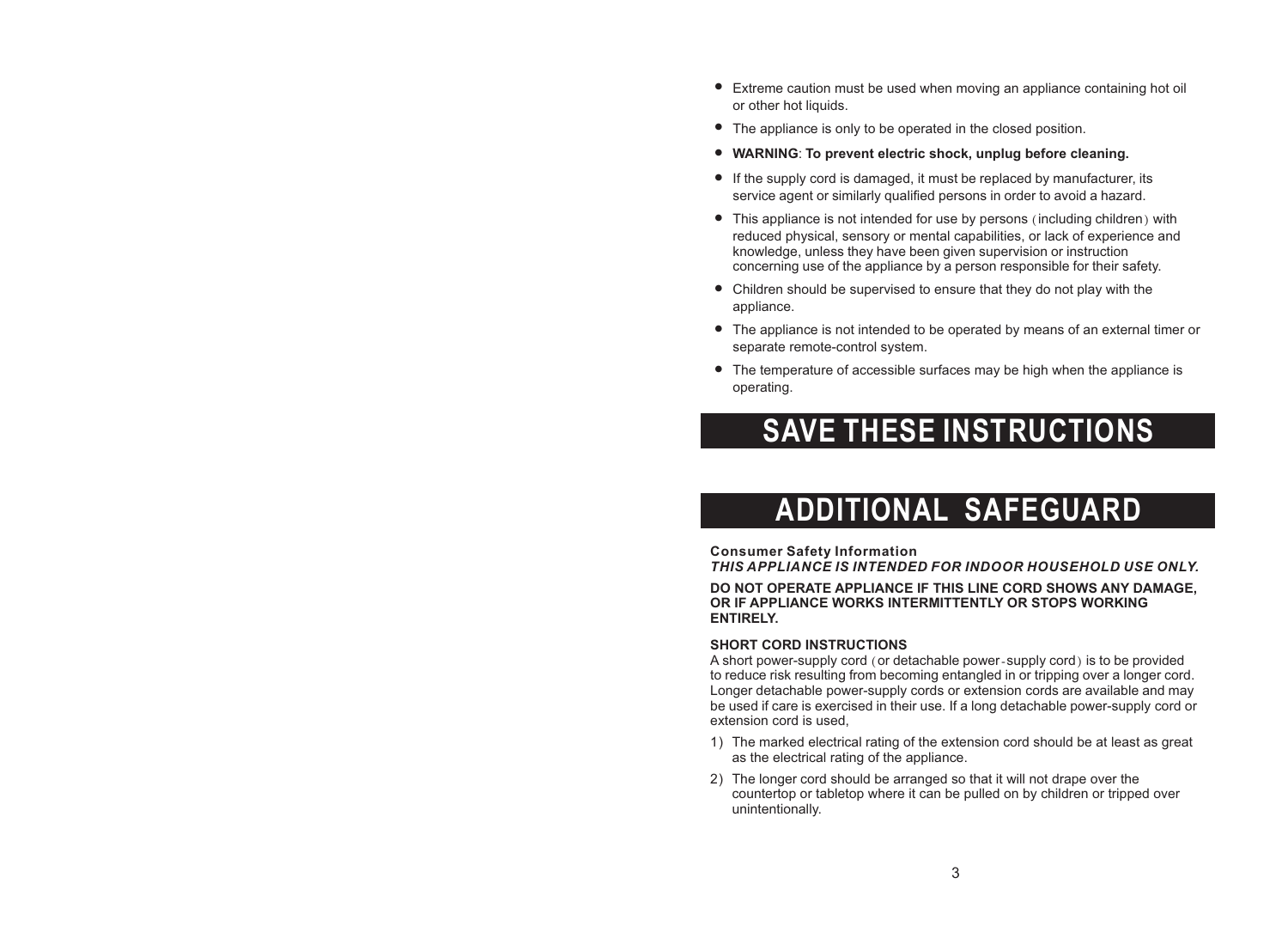- Extreme caution must be used when moving an appliance containing hot oil or other hot liquids.
- The appliance is only to be operated in the closed position.
- **WARNING**: **To prevent electric shock, unplug before cleaning.**
- If the supply cord is damaged, it must be replaced by manufacturer, its service agent or similarly qualified persons in order to avoid a hazard.
- This appliance is not intended for use by persons (including children) with reduced physical, sensory or mental capabilities, or lack of experience and knowledge, unless they have been given supervision or instruction concerning use of the appliance by a person responsible for their safety.
- Children should be supervised to ensure that they do not play with the appliance.
- The appliance is not intended to be operated by means of an external timer or separate remote-control system.
- The temperature of accessible surfaces may be high when the appliance is operating.

# SAVE THESE INSTRUCTIONS

# ADDITIONAL SAFEGUARD

**Consumer Safety Information**
***THIS APPLIANCE IS INTENDED FOR INDOOR HOUSEHOLD USE ONLY.***

**DO NOT OPERATE APPLIANCE IF THIS LINE CORD SHOWS ANY DAMAGE, OR IF APPLIANCE WORKS INTERMITTENTLY OR STOPS WORKING ENTIRELY.**

**SHORT CORD INSTRUCTIONS**

A short power-supply cord (or detachable power-supply cord) is to be provided to reduce risk resulting from becoming entangled in or tripping over a longer cord. Longer detachable power-supply cords or extension cords are available and may be used if care is exercised in their use. If a long detachable power-supply cord or extension cord is used,

1) The marked electrical rating of the extension cord should be at least as great as the electrical rating of the appliance.
2) The longer cord should be arranged so that it will not drape over the countertop or tabletop where it can be pulled on by children or tripped over unintentionally.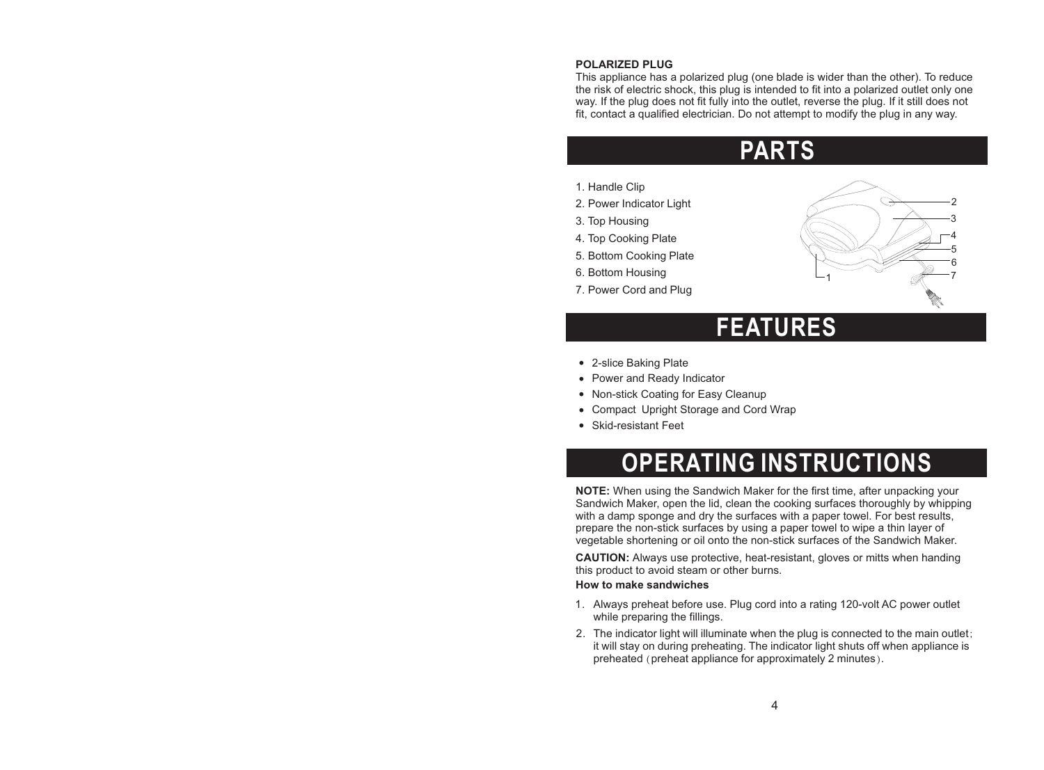**POLARIZED PLUG**

This appliance has a polarized plug (one blade is wider than the other). To reduce the risk of electric shock, this plug is intended to fit into a polarized outlet only one way. If the plug does not fit fully into the outlet, reverse the plug. If it still does not fit, contact a qualified electrician. Do not attempt to modify the plug in any way.

# PARTS

1. Handle Clip
2. Power Indicator Light
3. Top Housing
4. Top Cooking Plate
5. Bottom Cooking Plate
6. Bottom Housing
7. Power Cord and Plug

# FEATURES

- 2-slice Baking Plate
- Power and Ready Indicator
- Non-stick Coating for Easy Cleanup
- Compact Upright Storage and Cord Wrap
- Skid-resistant Feet

# OPERATING INSTRUCTIONS

**NOTE:** When using the Sandwich Maker for the first time, after unpacking your Sandwich Maker, open the lid, clean the cooking surfaces thoroughly by whipping with a damp sponge and dry the surfaces with a paper towel. For best results, prepare the non-stick surfaces by using a paper towel to wipe a thin layer of vegetable shortening or oil onto the non-stick surfaces of the Sandwich Maker.

**CAUTION:** Always use protective, heat-resistant, gloves or mitts when handing this product to avoid steam or other burns.

**How to make sandwiches**

1. Always preheat before use. Plug cord into a rating 120-volt AC power outlet while preparing the fillings.
2. The indicator light will illuminate when the plug is connected to the main outlet; it will stay on during preheating. The indicator light shuts off when appliance is preheated（preheat appliance for approximately 2 minutes）.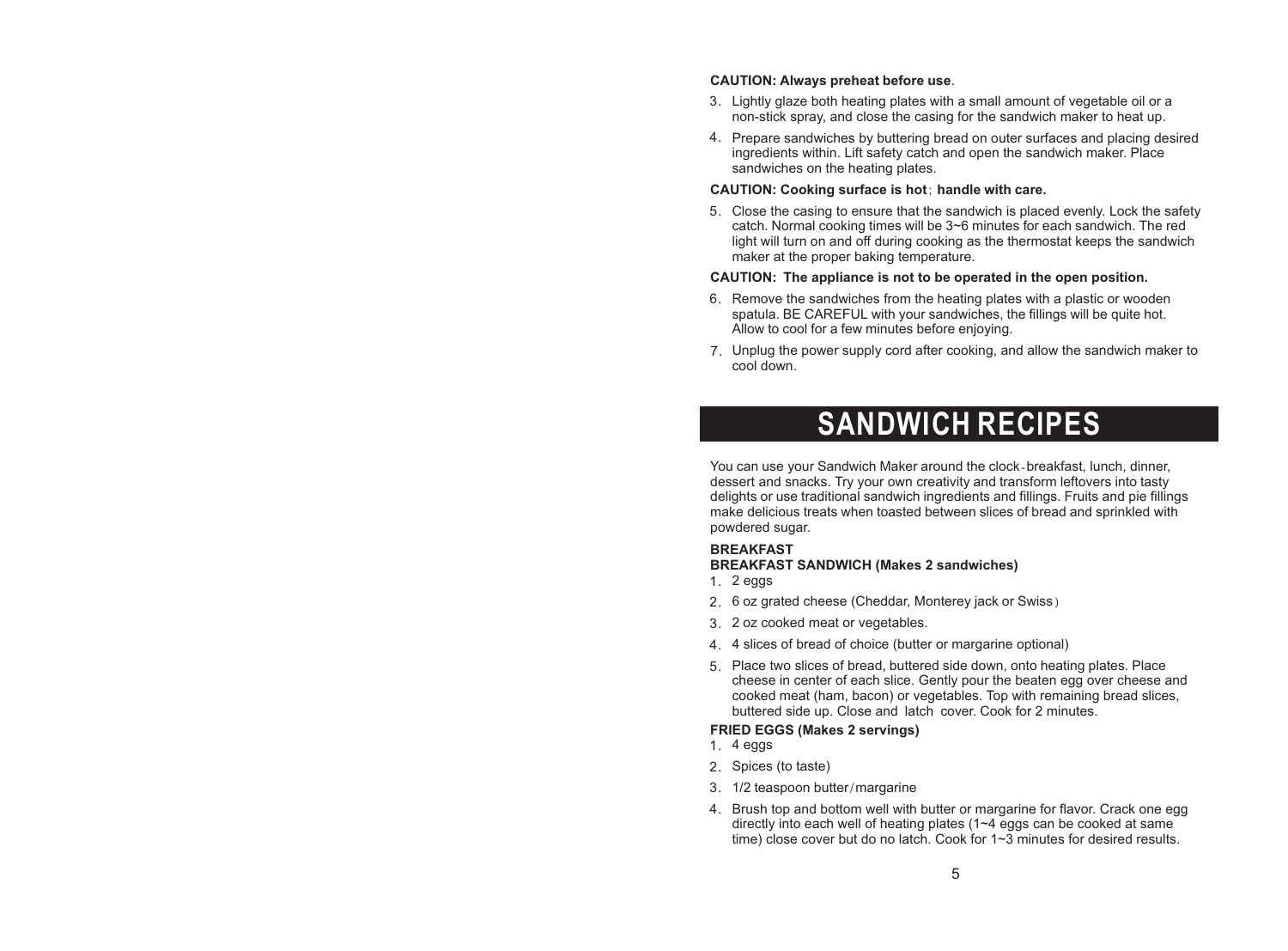**CAUTION: Always preheat before use**.

3. Lightly glaze both heating plates with a small amount of vegetable oil or a non-stick spray, and close the casing for the sandwich maker to heat up.
4. Prepare sandwiches by buttering bread on outer surfaces and placing desired ingredients within. Lift safety catch and open the sandwich maker. Place sandwiches on the heating plates.

**CAUTION: Cooking surface is hot; handle with care.**

5. Close the casing to ensure that the sandwich is placed evenly. Lock the safety catch. Normal cooking times will be 3~6 minutes for each sandwich. The red light will turn on and off during cooking as the thermostat keeps the sandwich maker at the proper baking temperature.

**CAUTION: The appliance is not to be operated in the open position.**

6. Remove the sandwiches from the heating plates with a plastic or wooden spatula. BE CAREFUL with your sandwiches, the fillings will be quite hot. Allow to cool for a few minutes before enjoying.
7. Unplug the power supply cord after cooking, and allow the sandwich maker to cool down.

# SANDWICH RECIPES

You can use your Sandwich Maker around the clock-breakfast, lunch, dinner, dessert and snacks. Try your own creativity and transform leftovers into tasty delights or use traditional sandwich ingredients and fillings. Fruits and pie fillings make delicious treats when toasted between slices of bread and sprinkled with powdered sugar.

**BREAKFAST**

**BREAKFAST SANDWICH (Makes 2 sandwiches)**

1. 2 eggs
2. 6 oz grated cheese (Cheddar, Monterey jack or Swiss)
3. 2 oz cooked meat or vegetables.
4. 4 slices of bread of choice (butter or margarine optional)
5. Place two slices of bread, buttered side down, onto heating plates. Place cheese in center of each slice. Gently pour the beaten egg over cheese and cooked meat (ham, bacon) or vegetables. Top with remaining bread slices, buttered side up. Close and latch cover. Cook for 2 minutes.

**FRIED EGGS (Makes 2 servings)**

1. 4 eggs
2. Spices (to taste)
3. 1/2 teaspoon butter/margarine
4. Brush top and bottom well with butter or margarine for flavor. Crack one egg directly into each well of heating plates (1~4 eggs can be cooked at same time) close cover but do no latch. Cook for 1~3 minutes for desired results.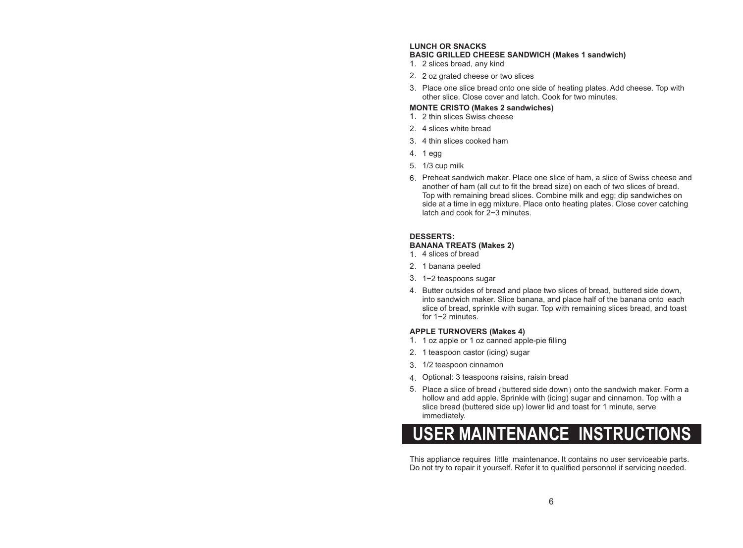**LUNCH OR SNACKS**

**BASIC GRILLED CHEESE SANDWICH (Makes 1 sandwich)**

1. 2 slices bread, any kind
2. 2 oz grated cheese or two slices
3. Place one slice bread onto one side of heating plates. Add cheese. Top with other slice. Close cover and latch. Cook for two minutes.

**MONTE CRISTO (Makes 2 sandwiches)**

1. 2 thin slices Swiss cheese
2. 4 slices white bread
3. 4 thin slices cooked ham
4. 1 egg
5. 1/3 cup milk
6. Preheat sandwich maker. Place one slice of ham, a slice of Swiss cheese and another of ham (all cut to fit the bread size) on each of two slices of bread. Top with remaining bread slices. Combine milk and egg; dip sandwiches on side at a time in egg mixture. Place onto heating plates. Close cover catching latch and cook for 2~3 minutes.

**DESSERTS:**

**BANANA TREATS (Makes 2)**

1. 4 slices of bread
2. 1 banana peeled
3. 1~2 teaspoons sugar
4. Butter outsides of bread and place two slices of bread, buttered side down, into sandwich maker. Slice banana, and place half of the banana onto each slice of bread, sprinkle with sugar. Top with remaining slices bread, and toast for 1~2 minutes.

**APPLE TURNOVERS (Makes 4)**

1. 1 oz apple or 1 oz canned apple-pie filling
2. 1 teaspoon castor (icing) sugar
3. 1/2 teaspoon cinnamon
4. Optional: 3 teaspoons raisins, raisin bread
5. Place a slice of bread (buttered side down) onto the sandwich maker. Form a hollow and add apple. Sprinkle with (icing) sugar and cinnamon. Top with a slice bread (buttered side up) lower lid and toast for 1 minute, serve immediately.

# USER MAINTENANCE INSTRUCTIONS

This appliance requires little maintenance. It contains no user serviceable parts. Do not try to repair it yourself. Refer it to qualified personnel if servicing needed.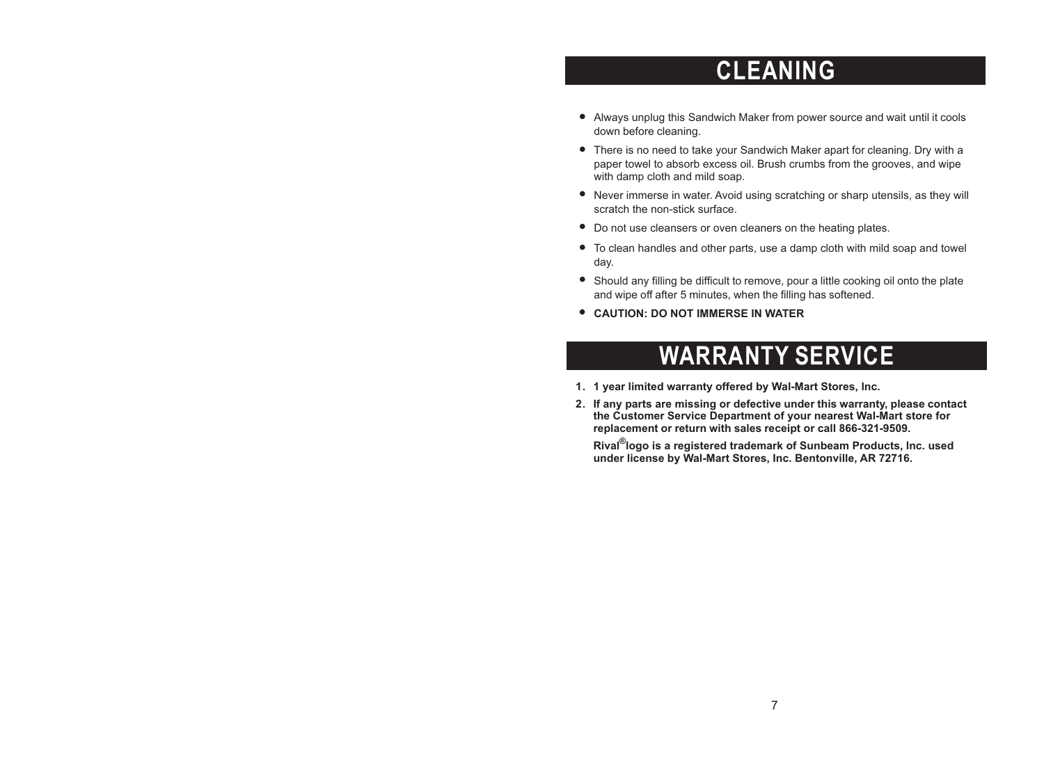# CLEANING

- Always unplug this Sandwich Maker from power source and wait until it cools down before cleaning.
- There is no need to take your Sandwich Maker apart for cleaning. Dry with a paper towel to absorb excess oil. Brush crumbs from the grooves, and wipe with damp cloth and mild soap.
- Never immerse in water. Avoid using scratching or sharp utensils, as they will scratch the non-stick surface.
- Do not use cleansers or oven cleaners on the heating plates.
- To clean handles and other parts, use a damp cloth with mild soap and towel day.
- Should any filling be difficult to remove, pour a little cooking oil onto the plate and wipe off after 5 minutes, when the filling has softened.
- **CAUTION: DO NOT IMMERSE IN WATER**

# WARRANTY SERVICE

1. **1 year limited warranty offered by Wal-Mart Stores, Inc.**
2. **If any parts are missing or defective under this warranty, please contact the Customer Service Department of your nearest Wal-Mart store for replacement or return with sales receipt or call 866-321-9509.**

   **Rival® logo is a registered trademark of Sunbeam Products, Inc. used under license by Wal-Mart Stores, Inc. Bentonville, AR 72716.**